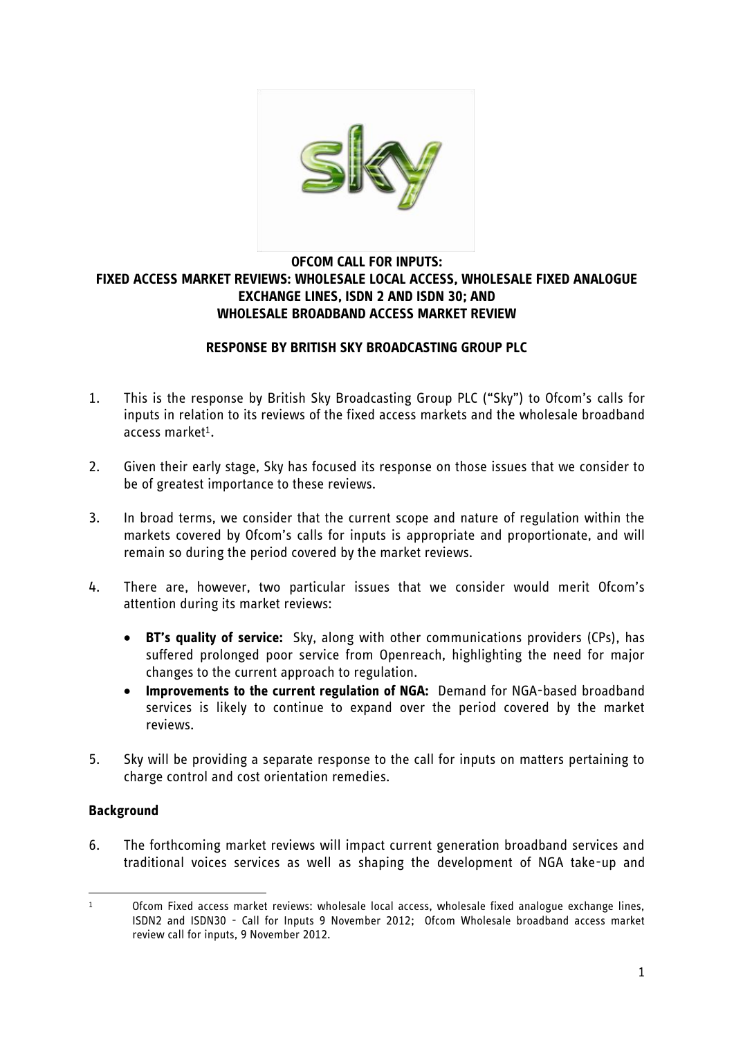**OFCOM CALL FOR INPUTS:**
**FIXED ACCESS MARKET REVIEWS: WHOLESALE LOCAL ACCESS, WHOLESALE FIXED ANALOGUE EXCHANGE LINES, ISDN 2 AND ISDN 30; AND WHOLESALE BROADBAND ACCESS MARKET REVIEW**

**RESPONSE BY BRITISH SKY BROADCASTING GROUP PLC**

1. This is the response by British Sky Broadcasting Group PLC ("Sky") to Ofcom's calls for inputs in relation to its reviews of the fixed access markets and the wholesale broadband access market[1].

2. Given their early stage, Sky has focused its response on those issues that we consider to be of greatest importance to these reviews.

3. In broad terms, we consider that the current scope and nature of regulation within the markets covered by Ofcom's calls for inputs is appropriate and proportionate, and will remain so during the period covered by the market reviews.

4. There are, however, two particular issues that we consider would merit Ofcom's attention during its market reviews:

   - **BT's quality of service:** Sky, along with other communications providers (CPs), has suffered prolonged poor service from Openreach, highlighting the need for major changes to the current approach to regulation.
   - **Improvements to the current regulation of NGA:** Demand for NGA-based broadband services is likely to continue to expand over the period covered by the market reviews.

5. Sky will be providing a separate response to the call for inputs on matters pertaining to charge control and cost orientation remedies.

**Background**

6. The forthcoming market reviews will impact current generation broadband services and traditional voices services as well as shaping the development of NGA take-up and

---

[1] Ofcom Fixed access market reviews: wholesale local access, wholesale fixed analogue exchange lines, ISDN2 and ISDN30 - Call for Inputs 9 November 2012; Ofcom Wholesale broadband access market review call for inputs, 9 November 2012.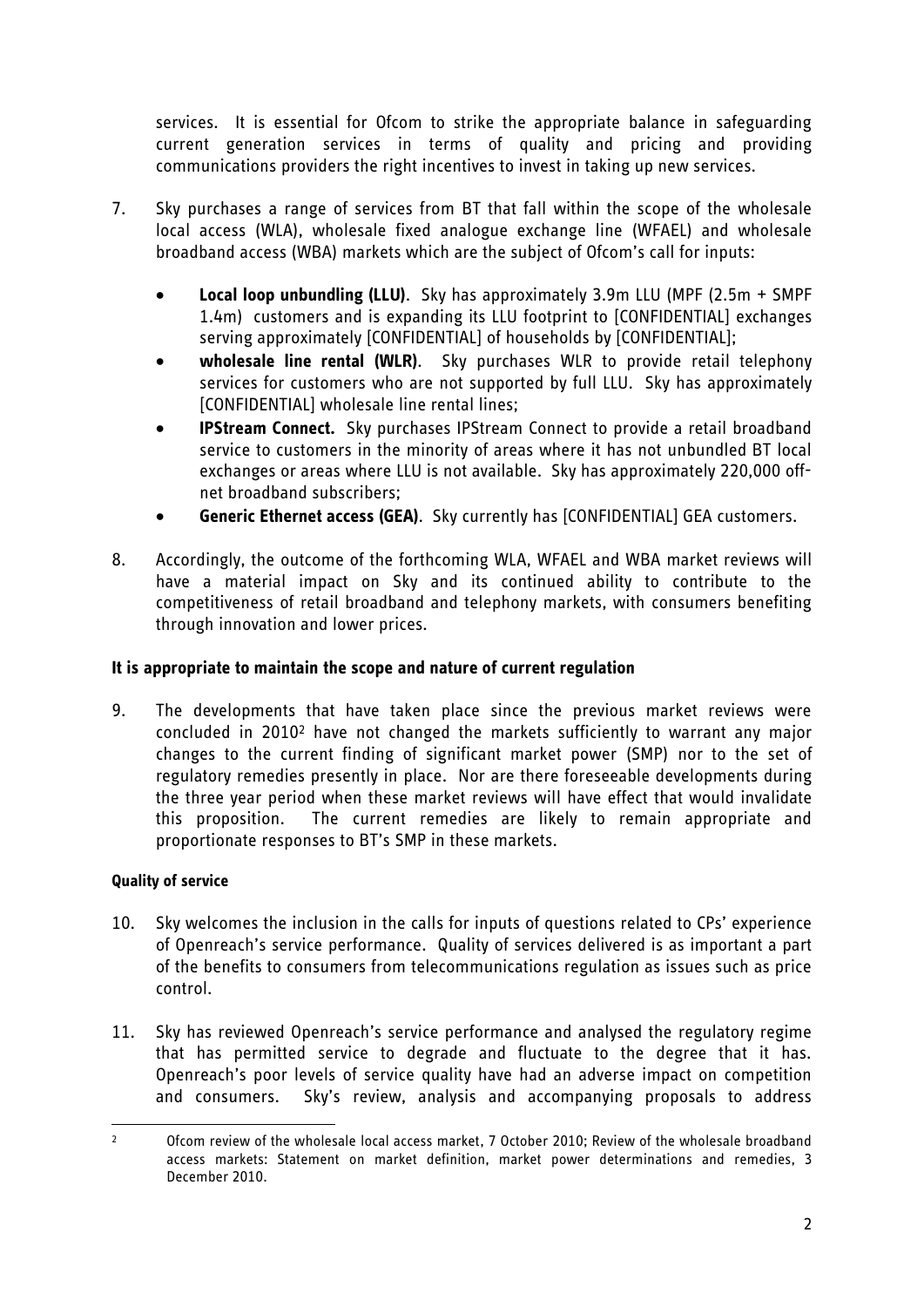services. It is essential for Ofcom to strike the appropriate balance in safeguarding current generation services in terms of quality and pricing and providing communications providers the right incentives to invest in taking up new services.

7. Sky purchases a range of services from BT that fall within the scope of the wholesale local access (WLA), wholesale fixed analogue exchange line (WFAEL) and wholesale broadband access (WBA) markets which are the subject of Ofcom's call for inputs:

   - **Local loop unbundling (LLU)**. Sky has approximately 3.9m LLU (MPF (2.5m + SMPF 1.4m) customers and is expanding its LLU footprint to [CONFIDENTIAL] exchanges serving approximately [CONFIDENTIAL] of households by [CONFIDENTIAL];
   - **wholesale line rental (WLR)**. Sky purchases WLR to provide retail telephony services for customers who are not supported by full LLU. Sky has approximately [CONFIDENTIAL] wholesale line rental lines;
   - **IPStream Connect.** Sky purchases IPStream Connect to provide a retail broadband service to customers in the minority of areas where it has not unbundled BT local exchanges or areas where LLU is not available. Sky has approximately 220,000 off-net broadband subscribers;
   - **Generic Ethernet access (GEA)**. Sky currently has [CONFIDENTIAL] GEA customers.

8. Accordingly, the outcome of the forthcoming WLA, WFAEL and WBA market reviews will have a material impact on Sky and its continued ability to contribute to the competitiveness of retail broadband and telephony markets, with consumers benefiting through innovation and lower prices.

### It is appropriate to maintain the scope and nature of current regulation

9. The developments that have taken place since the previous market reviews were concluded in 2010[2] have not changed the markets sufficiently to warrant any major changes to the current finding of significant market power (SMP) nor to the set of regulatory remedies presently in place. Nor are there foreseeable developments during the three year period when these market reviews will have effect that would invalidate this proposition. The current remedies are likely to remain appropriate and proportionate responses to BT's SMP in these markets.

#### Quality of service

10. Sky welcomes the inclusion in the calls for inputs of questions related to CPs' experience of Openreach's service performance. Quality of services delivered is as important a part of the benefits to consumers from telecommunications regulation as issues such as price control.

11. Sky has reviewed Openreach's service performance and analysed the regulatory regime that has permitted service to degrade and fluctuate to the degree that it has. Openreach's poor levels of service quality have had an adverse impact on competition and consumers. Sky's review, analysis and accompanying proposals to address

[2] Ofcom review of the wholesale local access market, 7 October 2010; Review of the wholesale broadband access markets: Statement on market definition, market power determinations and remedies, 3 December 2010.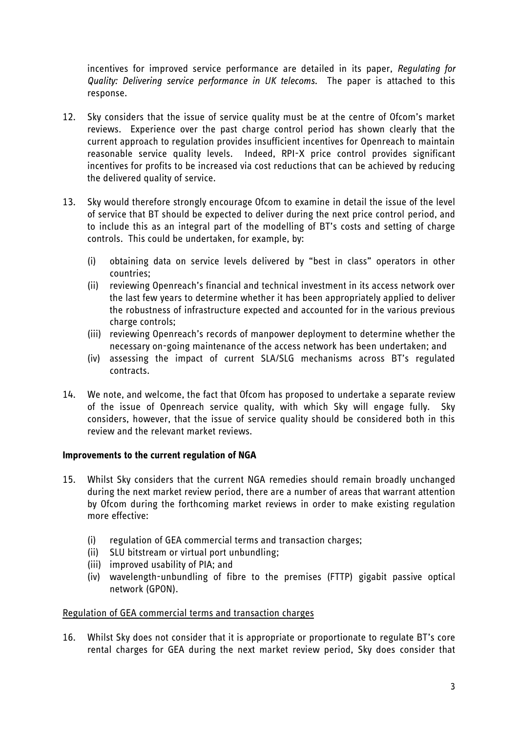incentives for improved service performance are detailed in its paper, *Regulating for Quality: Delivering service performance in UK telecoms*. The paper is attached to this response.

12. Sky considers that the issue of service quality must be at the centre of Ofcom's market reviews. Experience over the past charge control period has shown clearly that the current approach to regulation provides insufficient incentives for Openreach to maintain reasonable service quality levels. Indeed, RPI-X price control provides significant incentives for profits to be increased via cost reductions that can be achieved by reducing the delivered quality of service.

13. Sky would therefore strongly encourage Ofcom to examine in detail the issue of the level of service that BT should be expected to deliver during the next price control period, and to include this as an integral part of the modelling of BT's costs and setting of charge controls. This could be undertaken, for example, by:

    (i) obtaining data on service levels delivered by "best in class" operators in other countries;
    (ii) reviewing Openreach's financial and technical investment in its access network over the last few years to determine whether it has been appropriately applied to deliver the robustness of infrastructure expected and accounted for in the various previous charge controls;
    (iii) reviewing Openreach's records of manpower deployment to determine whether the necessary on-going maintenance of the access network has been undertaken; and
    (iv) assessing the impact of current SLA/SLG mechanisms across BT's regulated contracts.

14. We note, and welcome, the fact that Ofcom has proposed to undertake a separate review of the issue of Openreach service quality, with which Sky will engage fully. Sky considers, however, that the issue of service quality should be considered both in this review and the relevant market reviews.

**Improvements to the current regulation of NGA**

15. Whilst Sky considers that the current NGA remedies should remain broadly unchanged during the next market review period, there are a number of areas that warrant attention by Ofcom during the forthcoming market reviews in order to make existing regulation more effective:

    (i) regulation of GEA commercial terms and transaction charges;
    (ii) SLU bitstream or virtual port unbundling;
    (iii) improved usability of PIA; and
    (iv) wavelength-unbundling of fibre to the premises (FTTP) gigabit passive optical network (GPON).

<u>Regulation of GEA commercial terms and transaction charges</u>

16. Whilst Sky does not consider that it is appropriate or proportionate to regulate BT's core rental charges for GEA during the next market review period, Sky does consider that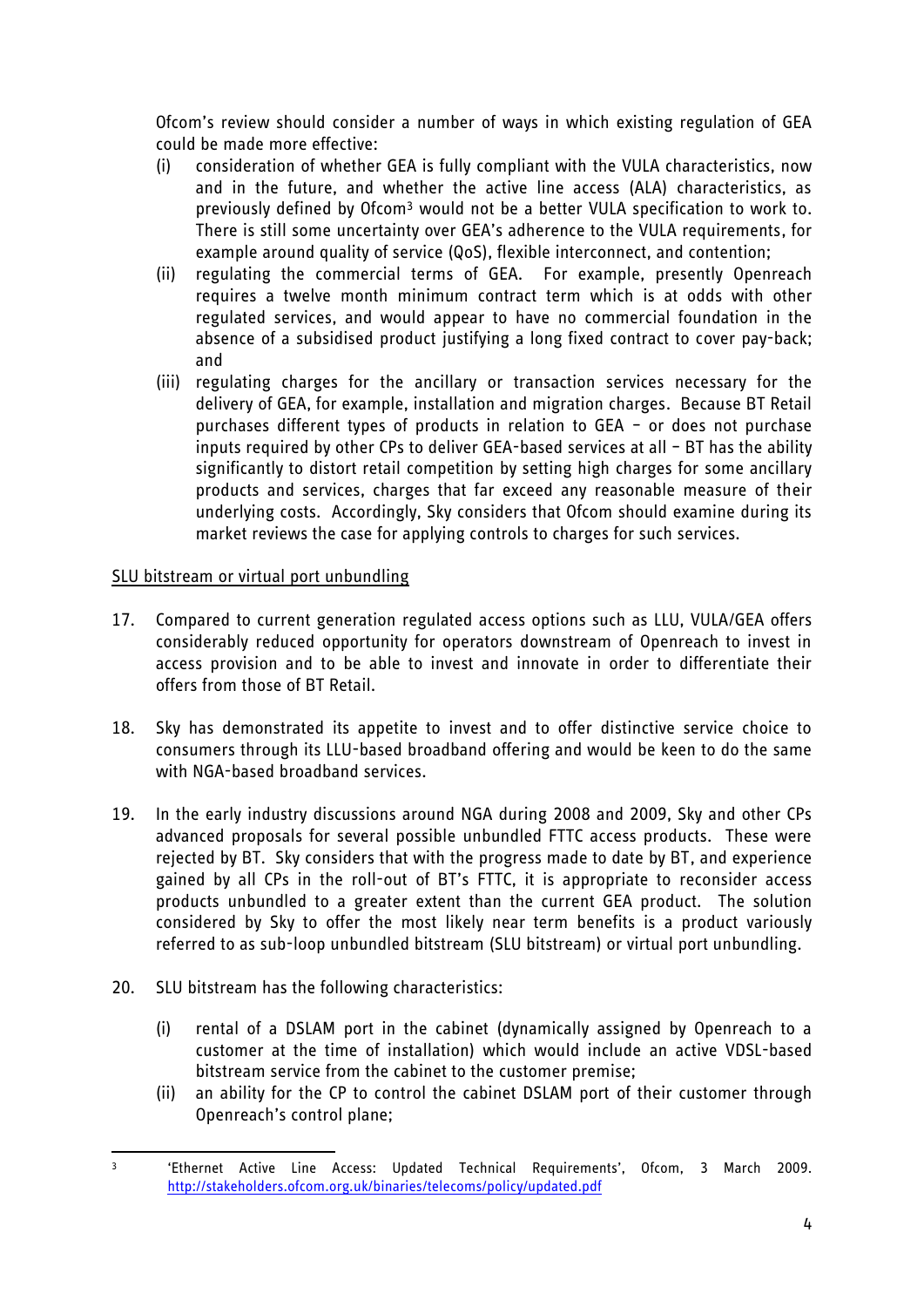Ofcom's review should consider a number of ways in which existing regulation of GEA could be made more effective:

(i) consideration of whether GEA is fully compliant with the VULA characteristics, now and in the future, and whether the active line access (ALA) characteristics, as previously defined by Ofcom[3] would not be a better VULA specification to work to. There is still some uncertainty over GEA's adherence to the VULA requirements, for example around quality of service (QoS), flexible interconnect, and contention;

(ii) regulating the commercial terms of GEA. For example, presently Openreach requires a twelve month minimum contract term which is at odds with other regulated services, and would appear to have no commercial foundation in the absence of a subsidised product justifying a long fixed contract to cover pay-back; and

(iii) regulating charges for the ancillary or transaction services necessary for the delivery of GEA, for example, installation and migration charges. Because BT Retail purchases different types of products in relation to GEA – or does not purchase inputs required by other CPs to deliver GEA-based services at all – BT has the ability significantly to distort retail competition by setting high charges for some ancillary products and services, charges that far exceed any reasonable measure of their underlying costs. Accordingly, Sky considers that Ofcom should examine during its market reviews the case for applying controls to charges for such services.

<u>SLU bitstream or virtual port unbundling</u>

17. Compared to current generation regulated access options such as LLU, VULA/GEA offers considerably reduced opportunity for operators downstream of Openreach to invest in access provision and to be able to invest and innovate in order to differentiate their offers from those of BT Retail.

18. Sky has demonstrated its appetite to invest and to offer distinctive service choice to consumers through its LLU-based broadband offering and would be keen to do the same with NGA-based broadband services.

19. In the early industry discussions around NGA during 2008 and 2009, Sky and other CPs advanced proposals for several possible unbundled FTTC access products. These were rejected by BT. Sky considers that with the progress made to date by BT, and experience gained by all CPs in the roll-out of BT's FTTC, it is appropriate to reconsider access products unbundled to a greater extent than the current GEA product. The solution considered by Sky to offer the most likely near term benefits is a product variously referred to as sub-loop unbundled bitstream (SLU bitstream) or virtual port unbundling.

20. SLU bitstream has the following characteristics:

    (i) rental of a DSLAM port in the cabinet (dynamically assigned by Openreach to a customer at the time of installation) which would include an active VDSL-based bitstream service from the cabinet to the customer premise;

    (ii) an ability for the CP to control the cabinet DSLAM port of their customer through Openreach's control plane;

---

[3] 'Ethernet Active Line Access: Updated Technical Requirements', Ofcom, 3 March 2009. http://stakeholders.ofcom.org.uk/binaries/telecoms/policy/updated.pdf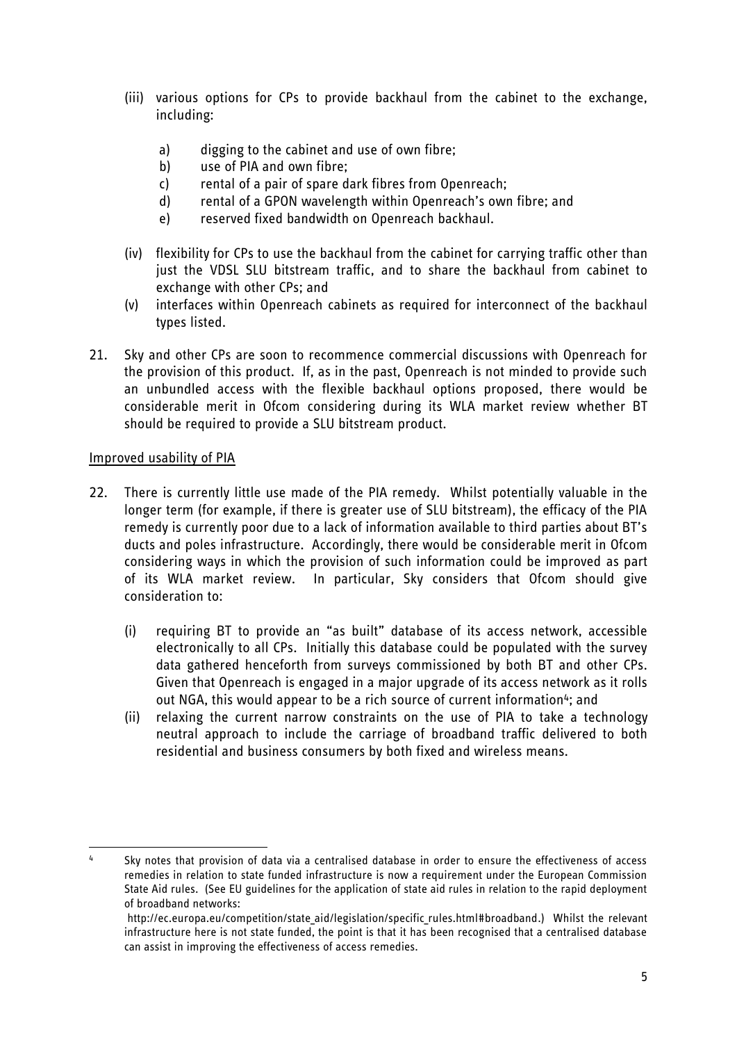(iii) various options for CPs to provide backhaul from the cabinet to the exchange, including:

   a) digging to the cabinet and use of own fibre;
   b) use of PIA and own fibre;
   c) rental of a pair of spare dark fibres from Openreach;
   d) rental of a GPON wavelength within Openreach's own fibre; and
   e) reserved fixed bandwidth on Openreach backhaul.

(iv) flexibility for CPs to use the backhaul from the cabinet for carrying traffic other than just the VDSL SLU bitstream traffic, and to share the backhaul from cabinet to exchange with other CPs; and

(v) interfaces within Openreach cabinets as required for interconnect of the backhaul types listed.

21. Sky and other CPs are soon to recommence commercial discussions with Openreach for the provision of this product. If, as in the past, Openreach is not minded to provide such an unbundled access with the flexible backhaul options proposed, there would be considerable merit in Ofcom considering during its WLA market review whether BT should be required to provide a SLU bitstream product.

<u>Improved usability of PIA</u>

22. There is currently little use made of the PIA remedy. Whilst potentially valuable in the longer term (for example, if there is greater use of SLU bitstream), the efficacy of the PIA remedy is currently poor due to a lack of information available to third parties about BT's ducts and poles infrastructure. Accordingly, there would be considerable merit in Ofcom considering ways in which the provision of such information could be improved as part of its WLA market review. In particular, Sky considers that Ofcom should give consideration to:

   (i) requiring BT to provide an "as built" database of its access network, accessible electronically to all CPs. Initially this database could be populated with the survey data gathered henceforth from surveys commissioned by both BT and other CPs. Given that Openreach is engaged in a major upgrade of its access network as it rolls out NGA, this would appear to be a rich source of current information[4]; and

   (ii) relaxing the current narrow constraints on the use of PIA to take a technology neutral approach to include the carriage of broadband traffic delivered to both residential and business consumers by both fixed and wireless means.

---

[4] Sky notes that provision of data via a centralised database in order to ensure the effectiveness of access remedies in relation to state funded infrastructure is now a requirement under the European Commission State Aid rules. (See EU guidelines for the application of state aid rules in relation to the rapid deployment of broadband networks: http://ec.europa.eu/competition/state_aid/legislation/specific_rules.html#broadband.) Whilst the relevant infrastructure here is not state funded, the point is that it has been recognised that a centralised database can assist in improving the effectiveness of access remedies.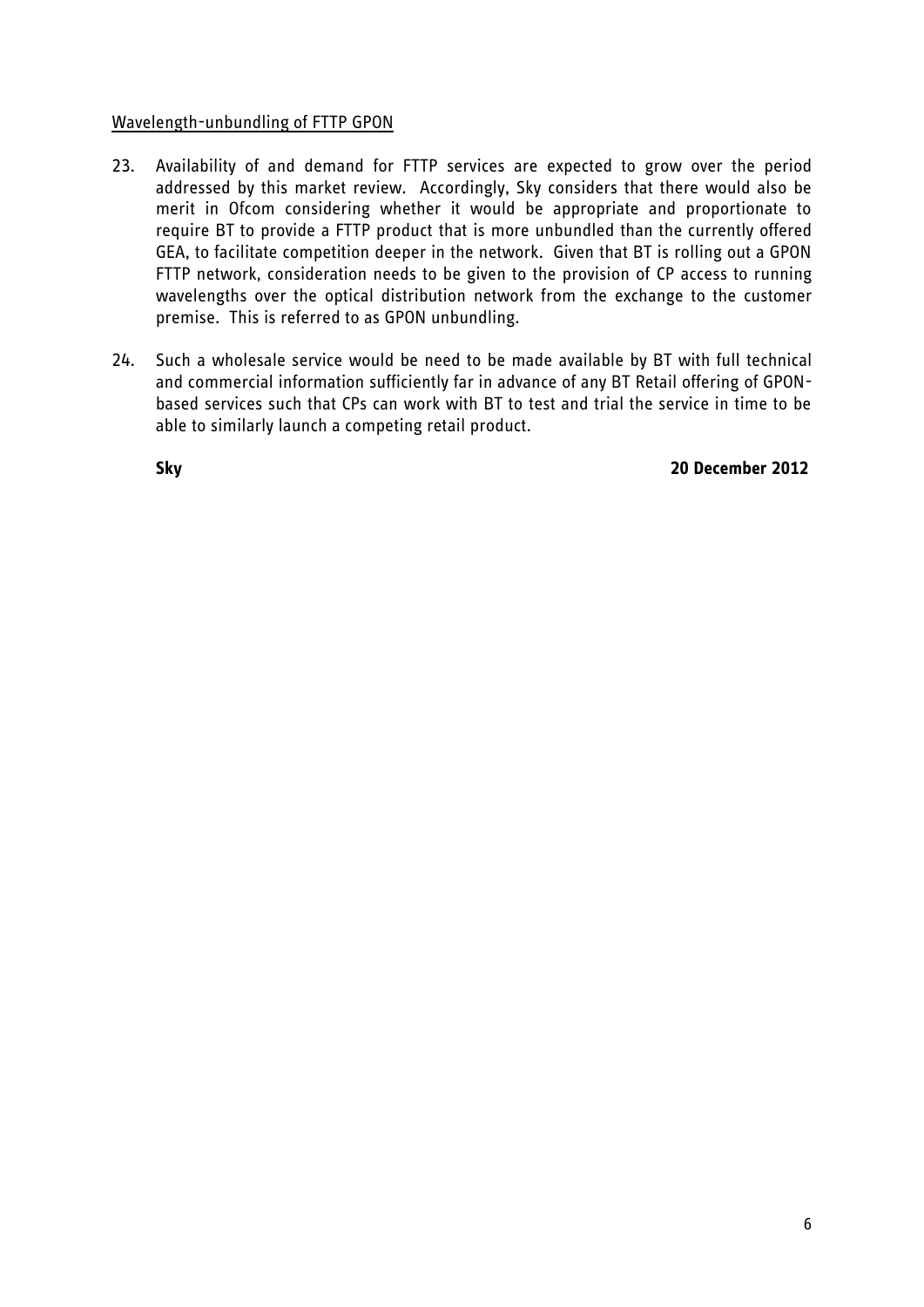Wavelength-unbundling of FTTP GPON

23. Availability of and demand for FTTP services are expected to grow over the period addressed by this market review. Accordingly, Sky considers that there would also be merit in Ofcom considering whether it would be appropriate and proportionate to require BT to provide a FTTP product that is more unbundled than the currently offered GEA, to facilitate competition deeper in the network. Given that BT is rolling out a GPON FTTP network, consideration needs to be given to the provision of CP access to running wavelengths over the optical distribution network from the exchange to the customer premise. This is referred to as GPON unbundling.

24. Such a wholesale service would be need to be made available by BT with full technical and commercial information sufficiently far in advance of any BT Retail offering of GPON-based services such that CPs can work with BT to test and trial the service in time to be able to similarly launch a competing retail product.

**Sky** **20 December 2012**